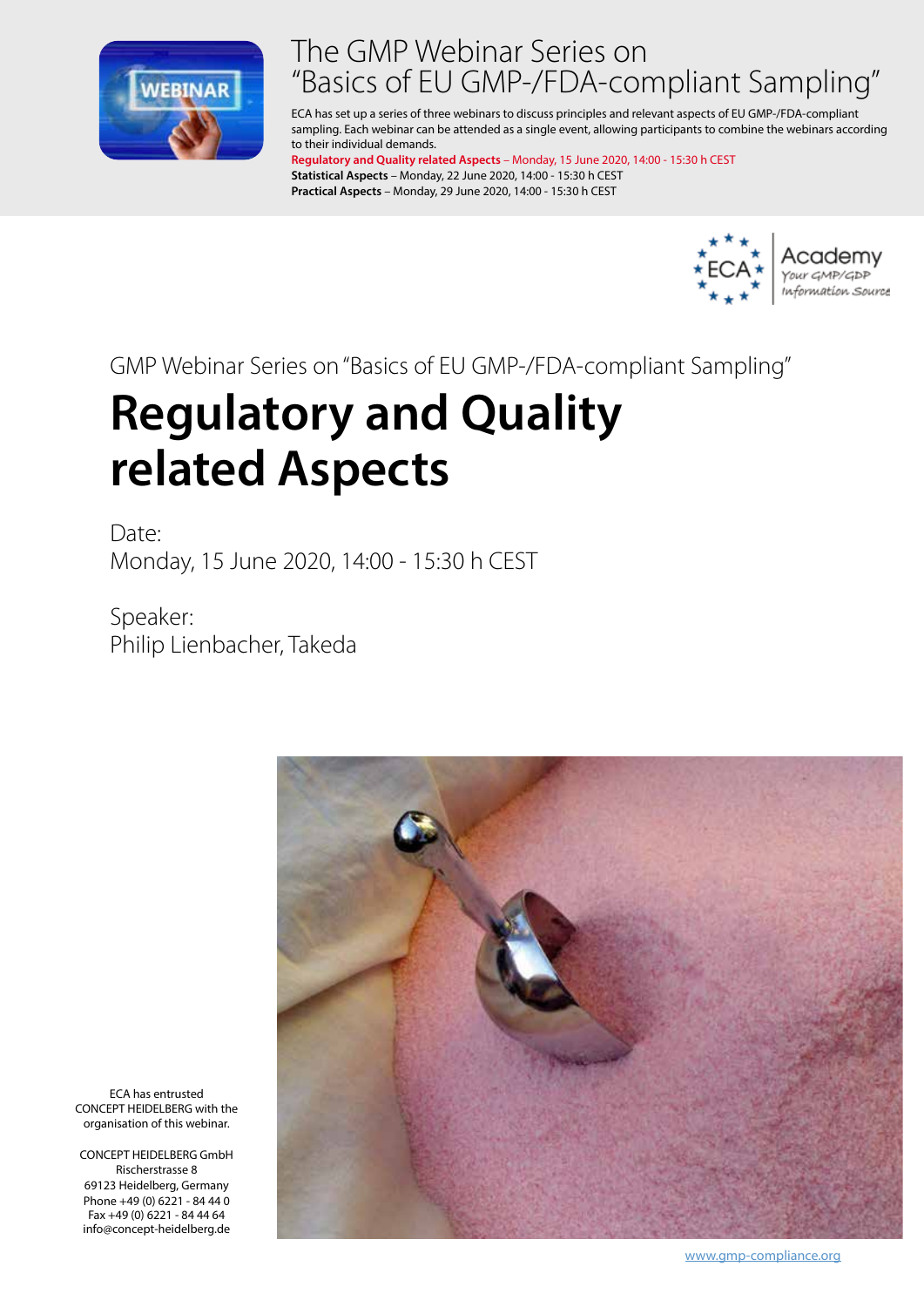# The GMP Webinar Series on "Basics of EU GMP-/FDA-compliant Sampling"

ECA has set up a series of three webinars to discuss principles and relevant aspects of EU GMP-/FDA-compliant sampling. Each webinar can be attended as a single event, allowing participants to combine the webinars according to their individual demands.

**Regulatory and Quality related Aspects** – Monday, 15 June 2020, 14:00 - 15:30 h CEST
**Statistical Aspects** – Monday, 22 June 2020, 14:00 - 15:30 h CEST
**Practical Aspects** – Monday, 29 June 2020, 14:00 - 15:30 h CEST

ECA Academy
Your GMP/GDP Information Source

GMP Webinar Series on "Basics of EU GMP-/FDA-compliant Sampling"

# Regulatory and Quality related Aspects

Date:
Monday, 15 June 2020, 14:00 - 15:30 h CEST

Speaker:
Philip Lienbacher, Takeda

ECA has entrusted CONCEPT HEIDELBERG with the organisation of this webinar.

CONCEPT HEIDELBERG GmbH
Rischerstrasse 8
69123 Heidelberg, Germany
Phone +49 (0) 6221 - 84 44 0
Fax +49 (0) 6221 - 84 44 64
info@concept-heidelberg.de

www.gmp-compliance.org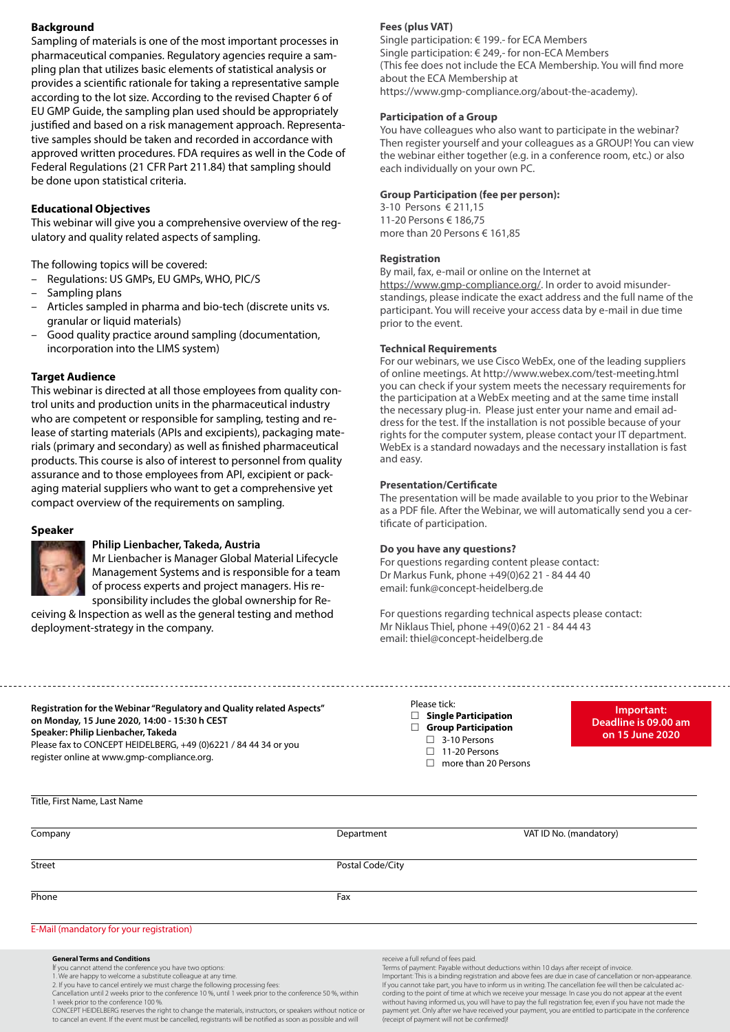## Background

Sampling of materials is one of the most important processes in pharmaceutical companies. Regulatory agencies require a sampling plan that utilizes basic elements of statistical analysis or provides a scientific rationale for taking a representative sample according to the lot size. According to the revised Chapter 6 of EU GMP Guide, the sampling plan used should be appropriately justified and based on a risk management approach. Representative samples should be taken and recorded in accordance with approved written procedures. FDA requires as well in the Code of Federal Regulations (21 CFR Part 211.84) that sampling should be done upon statistical criteria.

## Educational Objectives

This webinar will give you a comprehensive overview of the regulatory and quality related aspects of sampling.

The following topics will be covered:

- Regulations: US GMPs, EU GMPs, WHO, PIC/S
- Sampling plans
- Articles sampled in pharma and bio-tech (discrete units vs. granular or liquid materials)
- Good quality practice around sampling (documentation, incorporation into the LIMS system)

## Target Audience

This webinar is directed at all those employees from quality control units and production units in the pharmaceutical industry who are competent or responsible for sampling, testing and release of starting materials (APIs and excipients), packaging materials (primary and secondary) as well as finished pharmaceutical products. This course is also of interest to personnel from quality assurance and to those employees from API, excipient or packaging material suppliers who want to get a comprehensive yet compact overview of the requirements on sampling.

## Speaker

**Philip Lienbacher, Takeda, Austria**
Mr Lienbacher is Manager Global Material Lifecycle Management Systems and is responsible for a team of process experts and project managers. His responsibility includes the global ownership for Receiving & Inspection as well as the general testing and method deployment-strategy in the company.

## Fees (plus VAT)

Single participation: € 199.- for ECA Members
Single participation: € 249,- for non-ECA Members
(This fee does not include the ECA Membership. You will find more about the ECA Membership at https://www.gmp-compliance.org/about-the-academy).

## Participation of a Group

You have colleagues who also want to participate in the webinar? Then register yourself and your colleagues as a GROUP! You can view the webinar either together (e.g. in a conference room, etc.) or also each individually on your own PC.

## Group Participation (fee per person):

3-10 Persons € 211,15
11-20 Persons € 186,75
more than 20 Persons € 161,85

## Registration

By mail, fax, e-mail or online on the Internet at https://www.gmp-compliance.org/. In order to avoid misunderstandings, please indicate the exact address and the full name of the participant. You will receive your access data by e-mail in due time prior to the event.

## Technical Requirements

For our webinars, we use Cisco WebEx, one of the leading suppliers of online meetings. At http://www.webex.com/test-meeting.html you can check if your system meets the necessary requirements for the participation at a WebEx meeting and at the same time install the necessary plug-in. Please just enter your name and email address for the test. If the installation is not possible because of your rights for the computer system, please contact your IT department. WebEx is a standard nowadays and the necessary installation is fast and easy.

## Presentation/Certificate

The presentation will be made available to you prior to the Webinar as a PDF file. After the Webinar, we will automatically send you a certificate of participation.

## Do you have any questions?

For questions regarding content please contact:
Dr Markus Funk, phone +49(0)62 21 - 84 44 40
email: funk@concept-heidelberg.de

For questions regarding technical aspects please contact:
Mr Niklaus Thiel, phone +49(0)62 21 - 84 44 43
email: thiel@concept-heidelberg.de

---

**Registration for the Webinar "Regulatory and Quality related Aspects" on Monday, 15 June 2020, 14:00 - 15:30 h CEST**
**Speaker: Philip Lienbacher, Takeda**
Please fax to CONCEPT HEIDELBERG, +49 (0)6221 / 84 44 34 or you register online at www.gmp-compliance.org.

Please tick:
- ☐ **Single Participation**
- ☐ **Group Participation**
  - ☐ 3-10 Persons
  - ☐ 11-20 Persons
  - ☐ more than 20 Persons

**Important: Deadline is 09.00 am on 15 June 2020**

Title, First Name, Last Name

Company | Department | VAT ID No. (mandatory)

Street | Postal Code/City

Phone | Fax

E-Mail (mandatory for your registration)

**General Terms and Conditions**
If you cannot attend the conference you have two options:
1. We are happy to welcome a substitute colleague at any time.
2. If you have to cancel entirely we must charge the following processing fees:
Cancellation until 2 weeks prior to the conference 10 %, until 1 week prior to the conference 50 %, within 1 week prior to the conference 100 %.
CONCEPT HEIDELBERG reserves the right to change the materials, instructors, or speakers without notice or to cancel an event. If the event must be cancelled, registrants will be notified as soon as possible and will receive a full refund of fees paid.
Terms of payment: Payable without deductions within 10 days after receipt of invoice.
Important: This is a binding registration and above fees are due in case of cancellation or non-appearance. If you cannot take part, you have to inform us in writing. The cancellation fee will then be calculated according to the point of time at which we receive your message. In case you do not appear at the event without having informed us, you will have to pay the full registration fee, even if you have not made the payment yet. Only after we have received your payment, you are entitled to participate in the conference (receipt of payment will not be confirmed)!